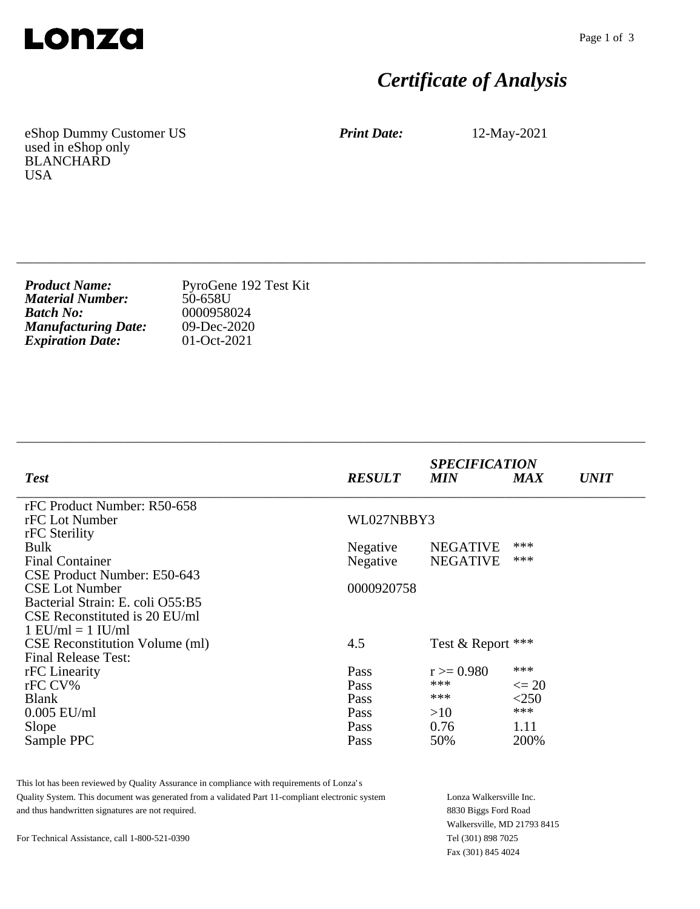Lonza

# *Certificate of Analysis*

eShop Dummy Customer US
used in eShop only
BLANCHARD
USA

***Print Date:*** 12-May-2021

---

***Product Name:*** PyroGene 192 Test Kit
***Material Number:*** 50-658U
***Batch No:*** 0000958024
***Manufacturing Date:*** 09-Dec-2020
***Expiration Date:*** 01-Oct-2021

---

| *Test* | *RESULT* | *SPECIFICATION MIN* | *MAX* | *UNIT* |
|---|---|---|---|---|
| rFC Product Number: R50-658 | | | | |
| rFC Lot Number | WL027NBBY3 | | | |
| rFC Sterility | | | | |
| Bulk | Negative | NEGATIVE | *** | |
| Final Container | Negative | NEGATIVE | *** | |
| CSE Product Number: E50-643 | | | | |
| CSE Lot Number | 0000920758 | | | |
| Bacterial Strain: E. coli O55:B5 | | | | |
| CSE Reconstituted is 20 EU/ml | | | | |
| 1 EU/ml = 1 IU/ml | | | | |
| CSE Reconstitution Volume (ml) | 4.5 | Test & Report | *** | |
| Final Release Test: | | | | |
| rFC Linearity | Pass | r >= 0.980 | *** | |
| rFC CV% | Pass | *** | <= 20 | |
| Blank | Pass | *** | <250 | |
| 0.005 EU/ml | Pass | >10 | *** | |
| Slope | Pass | 0.76 | 1.11 | |
| Sample PPC | Pass | 50% | 200% | |

This lot has been reviewed by Quality Assurance in compliance with requirements of Lonza's Quality System. This document was generated from a validated Part 11-compliant electronic system and thus handwritten signatures are not required.

For Technical Assistance, call 1-800-521-0390

Lonza Walkersville Inc.
8830 Biggs Ford Road
Walkersville, MD 21793 8415
Tel (301) 898 7025
Fax (301) 845 4024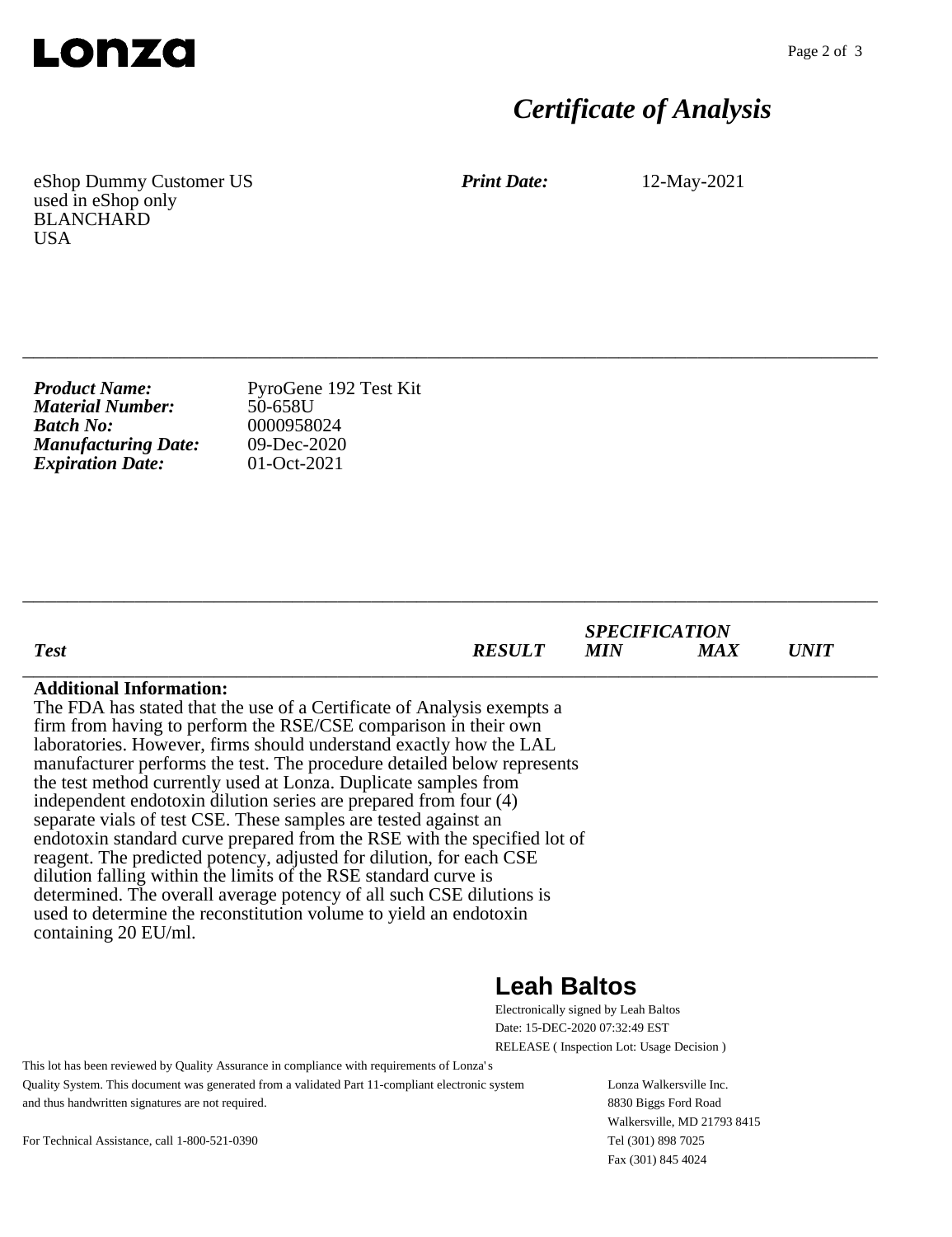# Certificate of Analysis

eShop Dummy Customer US
used in eShop only
BLANCHARD
USA

***Print Date:*** 12-May-2021

---

***Product Name:*** PyroGene 192 Test Kit
***Material Number:*** 50-658U
***Batch No:*** 0000958024
***Manufacturing Date:*** 09-Dec-2020
***Expiration Date:*** 01-Oct-2021

---

| *Test* | *RESULT* | *SPECIFICATION MIN* | *SPECIFICATION MAX* | *UNIT* |
|---|---|---|---|---|

**Additional Information:**
The FDA has stated that the use of a Certificate of Analysis exempts a firm from having to perform the RSE/CSE comparison in their own laboratories. However, firms should understand exactly how the LAL manufacturer performs the test. The procedure detailed below represents the test method currently used at Lonza. Duplicate samples from independent endotoxin dilution series are prepared from four (4) separate vials of test CSE. These samples are tested against an endotoxin standard curve prepared from the RSE with the specified lot of reagent. The predicted potency, adjusted for dilution, for each CSE dilution falling within the limits of the RSE standard curve is determined. The overall average potency of all such CSE dilutions is used to determine the reconstitution volume to yield an endotoxin containing 20 EU/ml.

**Leah Baltos**
Electronically signed by Leah Baltos
Date: 15-DEC-2020 07:32:49 EST
RELEASE ( Inspection Lot: Usage Decision )

This lot has been reviewed by Quality Assurance in compliance with requirements of Lonza's Quality System. This document was generated from a validated Part 11-compliant electronic system and thus handwritten signatures are not required.

For Technical Assistance, call 1-800-521-0390

Lonza Walkersville Inc.
8830 Biggs Ford Road
Walkersville, MD 21793 8415
Tel (301) 898 7025
Fax (301) 845 4024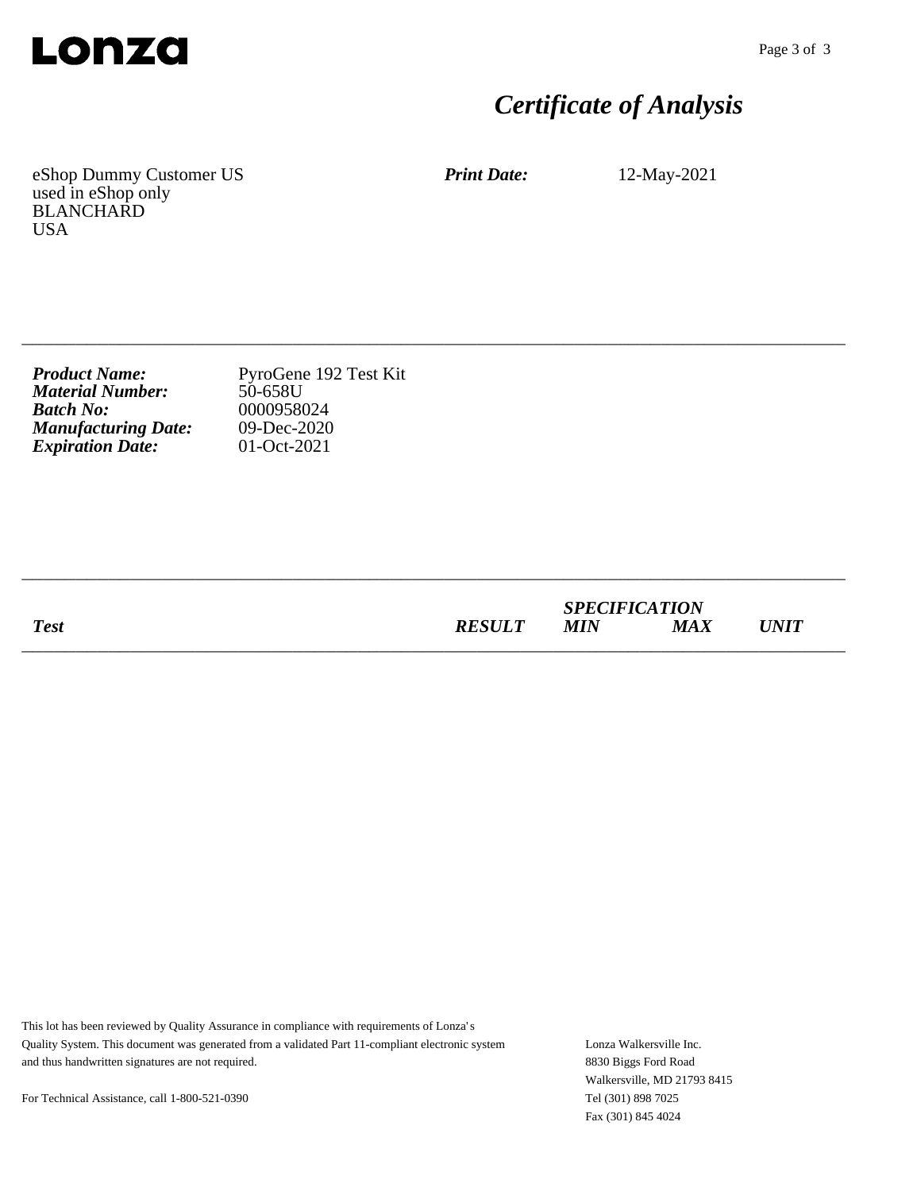**Lonza**

# *Certificate of Analysis*

eShop Dummy Customer US
used in eShop only
BLANCHARD
USA

***Print Date:*** 12-May-2021

---

| | |
|---|---|
| ***Product Name:*** | PyroGene 192 Test Kit |
| ***Material Number:*** | 50-658U |
| ***Batch No:*** | 0000958024 |
| ***Manufacturing Date:*** | 09-Dec-2020 |
| ***Expiration Date:*** | 01-Oct-2021 |

---

| | | *SPECIFICATION* | | |
|---|---|---|---|---|
| ***Test*** | ***RESULT*** | ***MIN*** | ***MAX*** | ***UNIT*** |

This lot has been reviewed by Quality Assurance in compliance with requirements of Lonza's Quality System. This document was generated from a validated Part 11-compliant electronic system and thus handwritten signatures are not required.

For Technical Assistance, call 1-800-521-0390

Lonza Walkersville Inc.
8830 Biggs Ford Road
Walkersville, MD 21793 8415
Tel (301) 898 7025
Fax (301) 845 4024